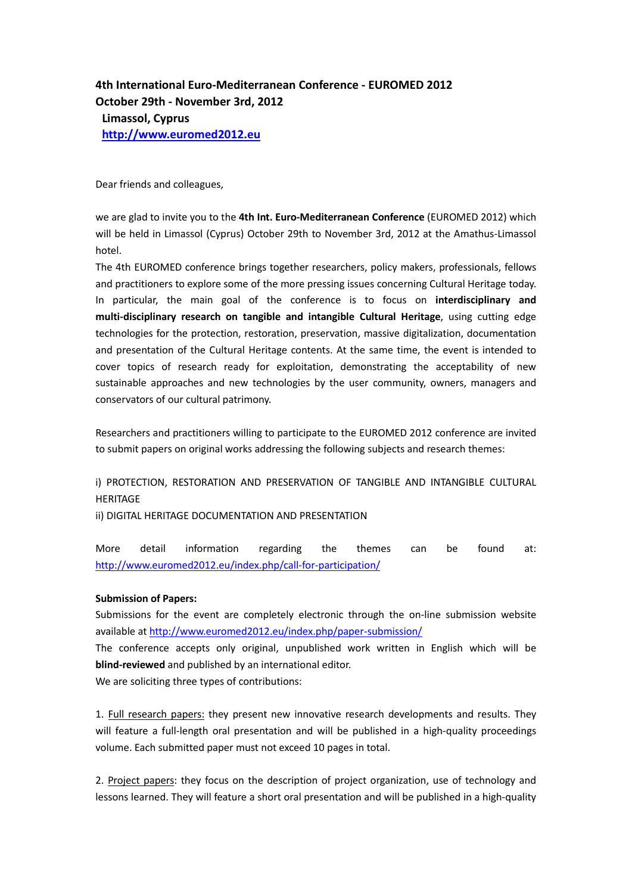**4th International Euro-Mediterranean Conference - EUROMED 2012**
**October 29th - November 3rd, 2012**
**Limassol, Cyprus**
**http://www.euromed2012.eu**

Dear friends and colleagues,

we are glad to invite you to the **4th Int. Euro-Mediterranean Conference** (EUROMED 2012) which will be held in Limassol (Cyprus) October 29th to November 3rd, 2012 at the Amathus-Limassol hotel.

The 4th EUROMED conference brings together researchers, policy makers, professionals, fellows and practitioners to explore some of the more pressing issues concerning Cultural Heritage today. In particular, the main goal of the conference is to focus on **interdisciplinary and multi-disciplinary research on tangible and intangible Cultural Heritage**, using cutting edge technologies for the protection, restoration, preservation, massive digitalization, documentation and presentation of the Cultural Heritage contents. At the same time, the event is intended to cover topics of research ready for exploitation, demonstrating the acceptability of new sustainable approaches and new technologies by the user community, owners, managers and conservators of our cultural patrimony.

Researchers and practitioners willing to participate to the EUROMED 2012 conference are invited to submit papers on original works addressing the following subjects and research themes:

i) PROTECTION, RESTORATION AND PRESERVATION OF TANGIBLE AND INTANGIBLE CULTURAL HERITAGE
ii) DIGITAL HERITAGE DOCUMENTATION AND PRESENTATION

More detail information regarding the themes can be found at: http://www.euromed2012.eu/index.php/call-for-participation/

**Submission of Papers:**
Submissions for the event are completely electronic through the on-line submission website available at http://www.euromed2012.eu/index.php/paper-submission/
The conference accepts only original, unpublished work written in English which will be **blind-reviewed** and published by an international editor.
We are soliciting three types of contributions:

1. Full research papers: they present new innovative research developments and results. They will feature a full-length oral presentation and will be published in a high-quality proceedings volume. Each submitted paper must not exceed 10 pages in total.

2. Project papers: they focus on the description of project organization, use of technology and lessons learned. They will feature a short oral presentation and will be published in a high-quality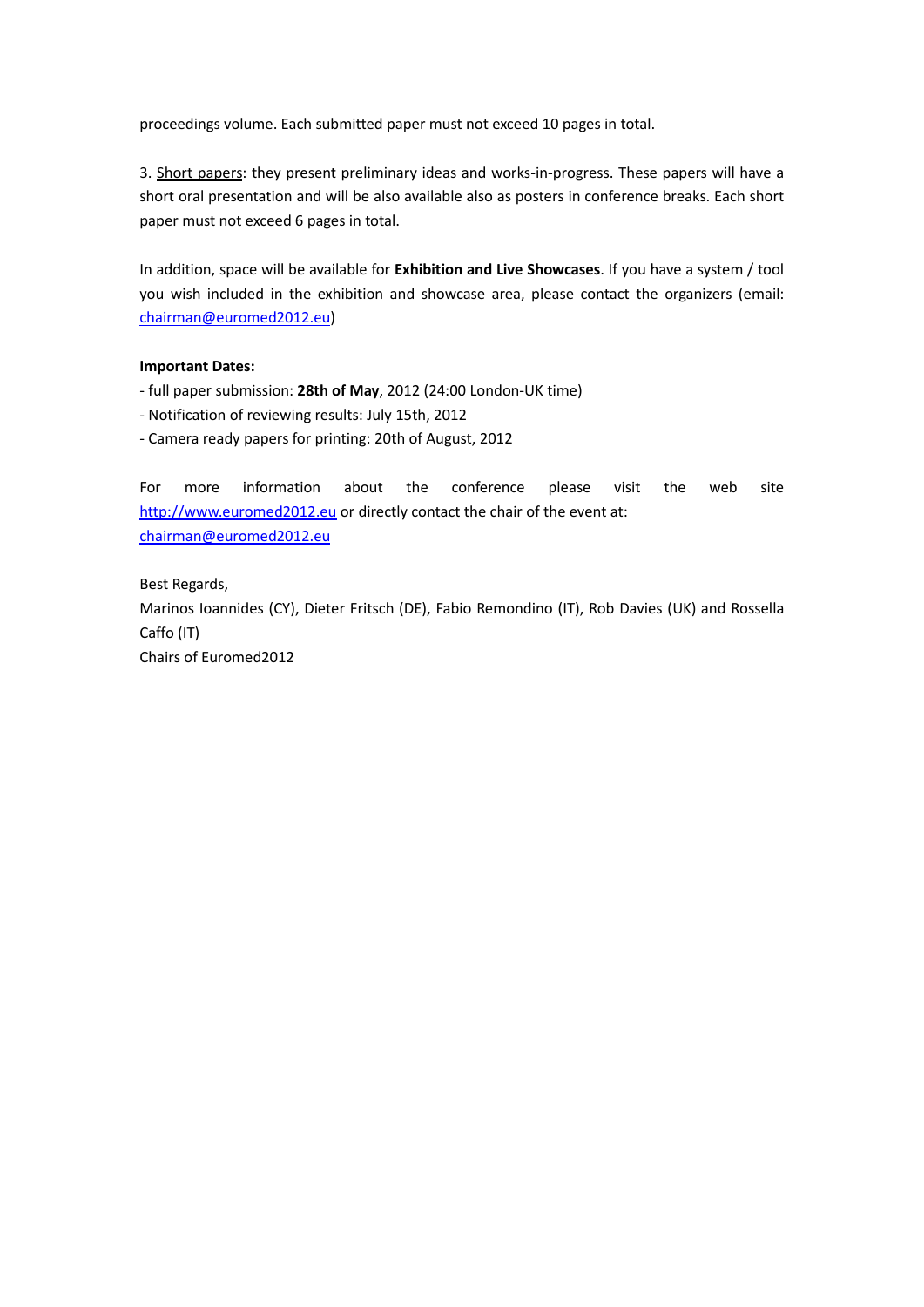proceedings volume. Each submitted paper must not exceed 10 pages in total.

3. Short papers: they present preliminary ideas and works-in-progress. These papers will have a short oral presentation and will be also available also as posters in conference breaks. Each short paper must not exceed 6 pages in total.

In addition, space will be available for **Exhibition and Live Showcases**. If you have a system / tool you wish included in the exhibition and showcase area, please contact the organizers (email: chairman@euromed2012.eu)

**Important Dates:**

- full paper submission: **28th of May**, 2012 (24:00 London-UK time)
- Notification of reviewing results: July 15th, 2012
- Camera ready papers for printing: 20th of August, 2012

For more information about the conference please visit the web site http://www.euromed2012.eu or directly contact the chair of the event at: chairman@euromed2012.eu

Best Regards,
Marinos Ioannides (CY), Dieter Fritsch (DE), Fabio Remondino (IT), Rob Davies (UK) and Rossella Caffo (IT)
Chairs of Euromed2012